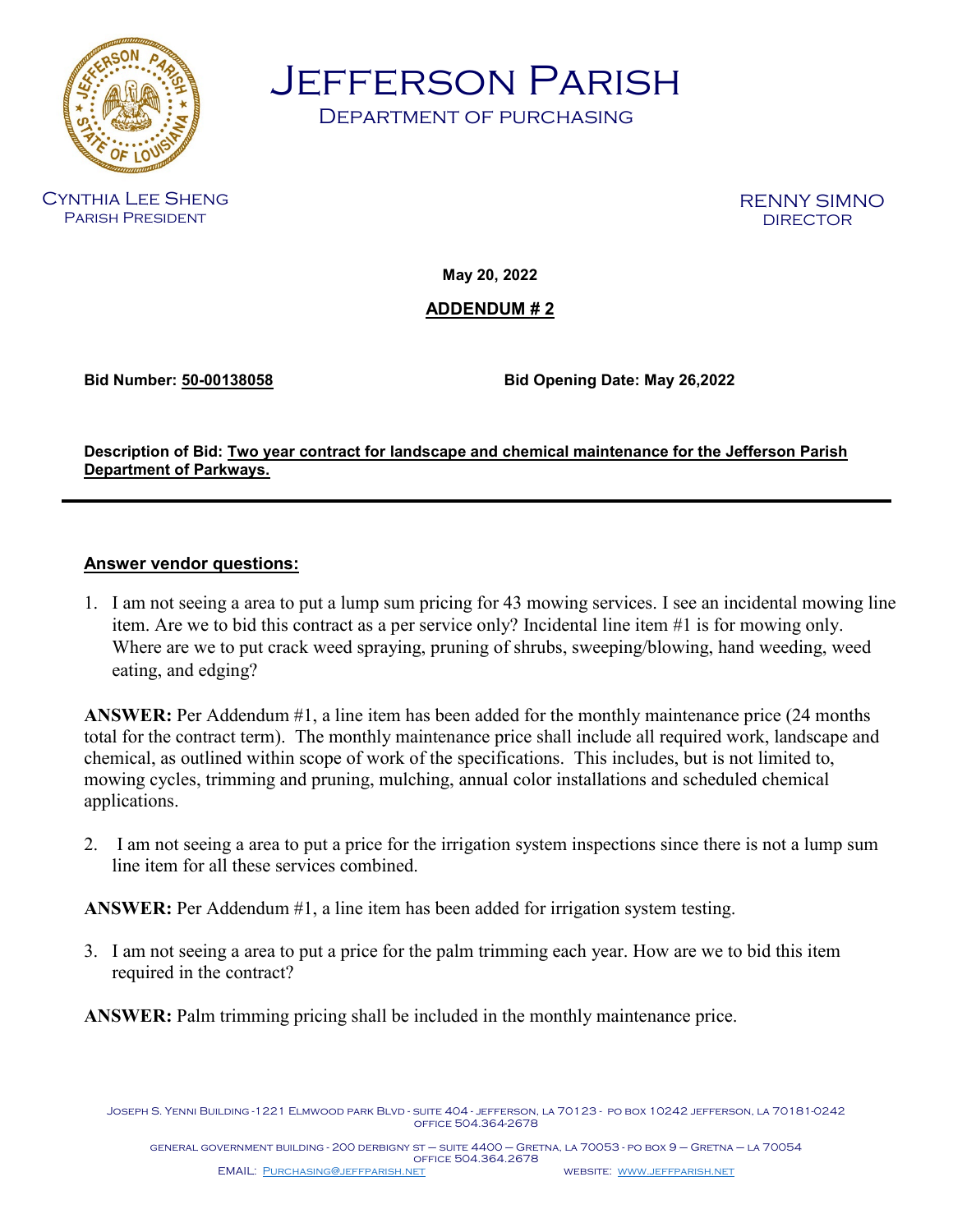# Jefferson Parish

## Department of Purchasing

Cynthia Lee Sheng
Parish President

RENNY SIMNO
DIRECTOR

**May 20, 2022**

**ADDENDUM # 2**

**Bid Number: 50-00138058** **Bid Opening Date: May 26,2022**

**Description of Bid: Two year contract for landscape and chemical maintenance for the Jefferson Parish Department of Parkways.**

---

**Answer vendor questions:**

1. I am not seeing a area to put a lump sum pricing for 43 mowing services. I see an incidental mowing line item. Are we to bid this contract as a per service only? Incidental line item #1 is for mowing only. Where are we to put crack weed spraying, pruning of shrubs, sweeping/blowing, hand weeding, weed eating, and edging?

**ANSWER:** Per Addendum #1, a line item has been added for the monthly maintenance price (24 months total for the contract term). The monthly maintenance price shall include all required work, landscape and chemical, as outlined within scope of work of the specifications. This includes, but is not limited to, mowing cycles, trimming and pruning, mulching, annual color installations and scheduled chemical applications.

2. I am not seeing a area to put a price for the irrigation system inspections since there is not a lump sum line item for all these services combined.

**ANSWER:** Per Addendum #1, a line item has been added for irrigation system testing.

3. I am not seeing a area to put a price for the palm trimming each year. How are we to bid this item required in the contract?

**ANSWER:** Palm trimming pricing shall be included in the monthly maintenance price.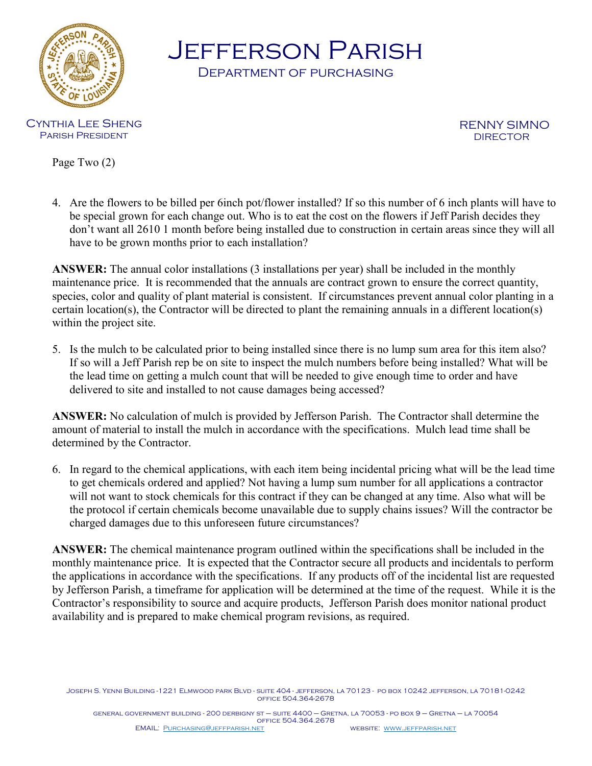Page Two (2)

4. Are the flowers to be billed per 6inch pot/flower installed? If so this number of 6 inch plants will have to be special grown for each change out. Who is to eat the cost on the flowers if Jeff Parish decides they don't want all 2610 1 month before being installed due to construction in certain areas since they will all have to be grown months prior to each installation?

**ANSWER:** The annual color installations (3 installations per year) shall be included in the monthly maintenance price. It is recommended that the annuals are contract grown to ensure the correct quantity, species, color and quality of plant material is consistent. If circumstances prevent annual color planting in a certain location(s), the Contractor will be directed to plant the remaining annuals in a different location(s) within the project site.

5. Is the mulch to be calculated prior to being installed since there is no lump sum area for this item also? If so will a Jeff Parish rep be on site to inspect the mulch numbers before being installed? What will be the lead time on getting a mulch count that will be needed to give enough time to order and have delivered to site and installed to not cause damages being accessed?

**ANSWER:** No calculation of mulch is provided by Jefferson Parish. The Contractor shall determine the amount of material to install the mulch in accordance with the specifications. Mulch lead time shall be determined by the Contractor.

6. In regard to the chemical applications, with each item being incidental pricing what will be the lead time to get chemicals ordered and applied? Not having a lump sum number for all applications a contractor will not want to stock chemicals for this contract if they can be changed at any time. Also what will be the protocol if certain chemicals become unavailable due to supply chains issues? Will the contractor be charged damages due to this unforeseen future circumstances?

**ANSWER:** The chemical maintenance program outlined within the specifications shall be included in the monthly maintenance price. It is expected that the Contractor secure all products and incidentals to perform the applications in accordance with the specifications. If any products off of the incidental list are requested by Jefferson Parish, a timeframe for application will be determined at the time of the request. While it is the Contractor's responsibility to source and acquire products, Jefferson Parish does monitor national product availability and is prepared to make chemical program revisions, as required.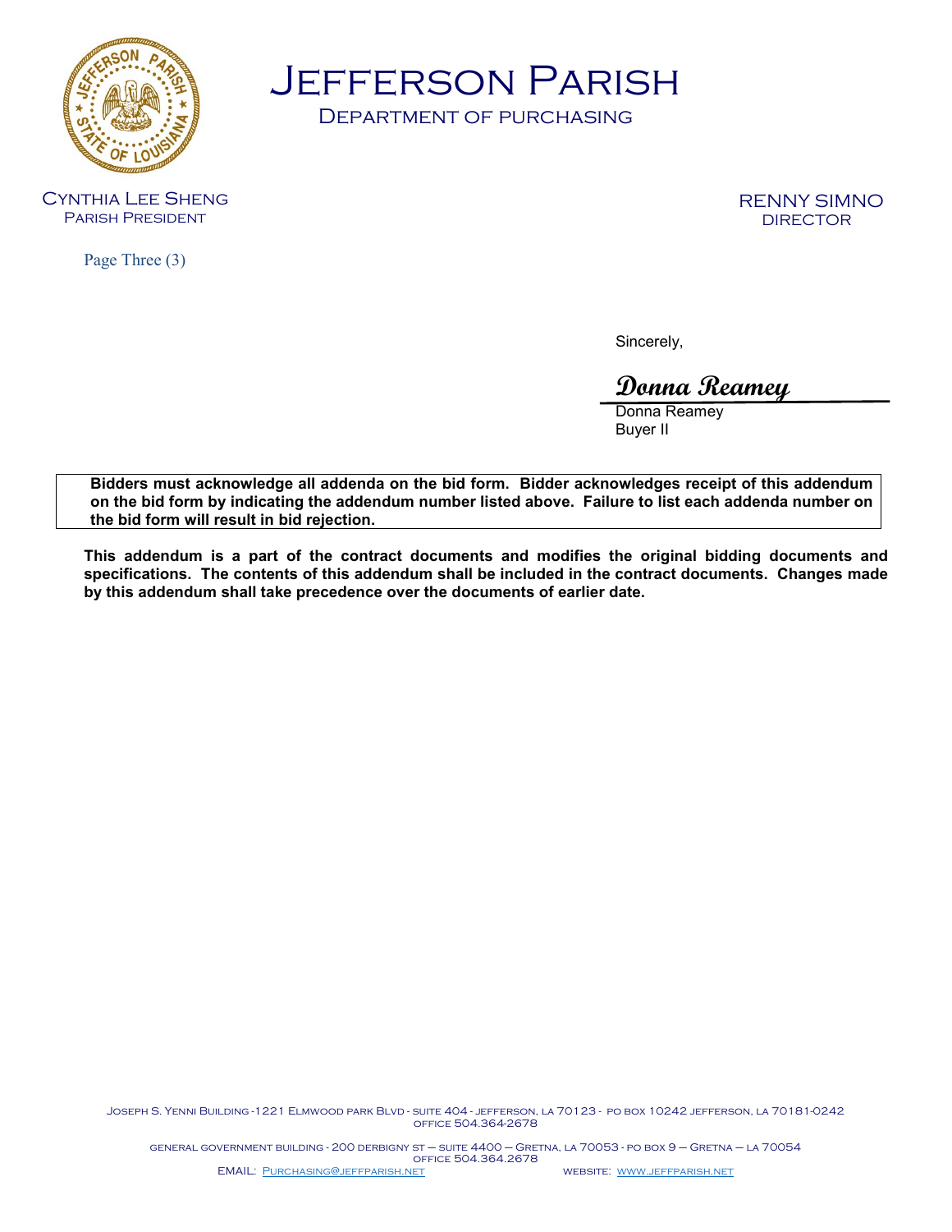# Jefferson Parish

## Department of Purchasing

Cynthia Lee Sheng
Parish President

RENNY SIMNO
DIRECTOR

Page Three (3)

Sincerely,

*Donna Reamey*

Donna Reamey
Buyer II

**Bidders must acknowledge all addenda on the bid form. Bidder acknowledges receipt of this addendum on the bid form by indicating the addendum number listed above. Failure to list each addenda number on the bid form will result in bid rejection.**

**This addendum is a part of the contract documents and modifies the original bidding documents and specifications. The contents of this addendum shall be included in the contract documents. Changes made by this addendum shall take precedence over the documents of earlier date.**

Joseph S. Yenni Building - 1221 Elmwood Park Blvd - Suite 404 - Jefferson, LA 70123 - PO Box 10242 Jefferson, LA 70181-0242
Office 504.364.2678

General Government Building - 200 Derbigny St – Suite 4400 – Gretna, LA 70053 - PO Box 9 – Gretna – LA 70054
Office 504.364.2678

EMAIL: Purchasing@jeffparish.net    WEBSITE: www.jeffparish.net